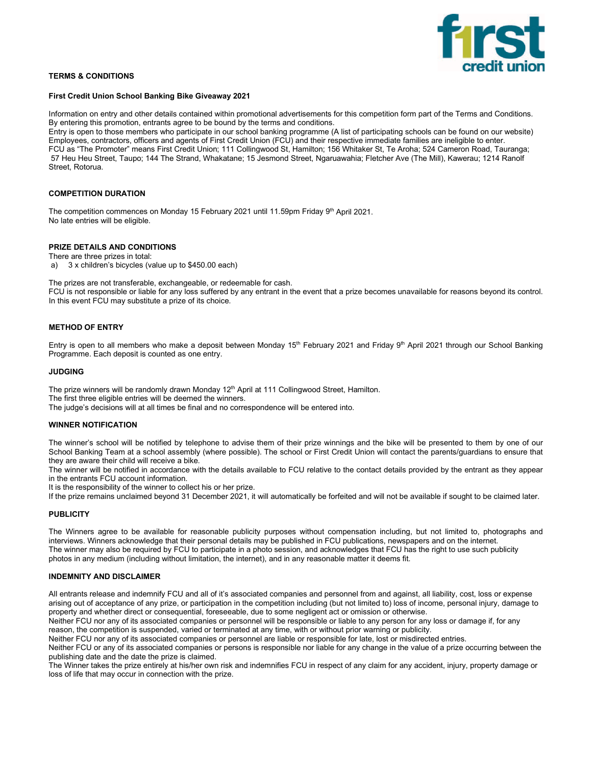**TERMS & CONDITIONS**

**First Credit Union School Banking Bike Giveaway 2021**

Information on entry and other details contained within promotional advertisements for this competition form part of the Terms and Conditions. By entering this promotion, entrants agree to be bound by the terms and conditions.
Entry is open to those members who participate in our school banking programme (A list of participating schools can be found on our website)
Employees, contractors, officers and agents of First Credit Union (FCU) and their respective immediate families are ineligible to enter.
FCU as "The Promoter" means First Credit Union; 111 Collingwood St, Hamilton; 156 Whitaker St, Te Aroha; 524 Cameron Road, Tauranga; 57 Heu Heu Street, Taupo; 144 The Strand, Whakatane; 15 Jesmond Street, Ngaruawahia; Fletcher Ave (The Mill), Kawerau; 1214 Ranolf Street, Rotorua.

**COMPETITION DURATION**

The competition commences on Monday 15 February 2021 until 11.59pm Friday 9th April 2021.
No late entries will be eligible.

**PRIZE DETAILS AND CONDITIONS**

There are three prizes in total:

a) 3 x children's bicycles (value up to $450.00 each)

The prizes are not transferable, exchangeable, or redeemable for cash.
FCU is not responsible or liable for any loss suffered by any entrant in the event that a prize becomes unavailable for reasons beyond its control. In this event FCU may substitute a prize of its choice.

**METHOD OF ENTRY**

Entry is open to all members who make a deposit between Monday 15th February 2021 and Friday 9th April 2021 through our School Banking Programme. Each deposit is counted as one entry.

**JUDGING**

The prize winners will be randomly drawn Monday 12th April at 111 Collingwood Street, Hamilton.
The first three eligible entries will be deemed the winners.
The judge's decisions will at all times be final and no correspondence will be entered into.

**WINNER NOTIFICATION**

The winner's school will be notified by telephone to advise them of their prize winnings and the bike will be presented to them by one of our School Banking Team at a school assembly (where possible). The school or First Credit Union will contact the parents/guardians to ensure that they are aware their child will receive a bike.
The winner will be notified in accordance with the details available to FCU relative to the contact details provided by the entrant as they appear in the entrants FCU account information.
It is the responsibility of the winner to collect his or her prize.
If the prize remains unclaimed beyond 31 December 2021, it will automatically be forfeited and will not be available if sought to be claimed later.

**PUBLICITY**

The Winners agree to be available for reasonable publicity purposes without compensation including, but not limited to, photographs and interviews. Winners acknowledge that their personal details may be published in FCU publications, newspapers and on the internet.
The winner may also be required by FCU to participate in a photo session, and acknowledges that FCU has the right to use such publicity photos in any medium (including without limitation, the internet), and in any reasonable matter it deems fit.

**INDEMNITY AND DISCLAIMER**

All entrants release and indemnify FCU and all of it's associated companies and personnel from and against, all liability, cost, loss or expense arising out of acceptance of any prize, or participation in the competition including (but not limited to) loss of income, personal injury, damage to property and whether direct or consequential, foreseeable, due to some negligent act or omission or otherwise.
Neither FCU nor any of its associated companies or personnel will be responsible or liable to any person for any loss or damage if, for any reason, the competition is suspended, varied or terminated at any time, with or without prior warning or publicity.
Neither FCU nor any of its associated companies or personnel are liable or responsible for late, lost or misdirected entries.
Neither FCU or any of its associated companies or persons is responsible nor liable for any change in the value of a prize occurring between the publishing date and the date the prize is claimed.
The Winner takes the prize entirely at his/her own risk and indemnifies FCU in respect of any claim for any accident, injury, property damage or loss of life that may occur in connection with the prize.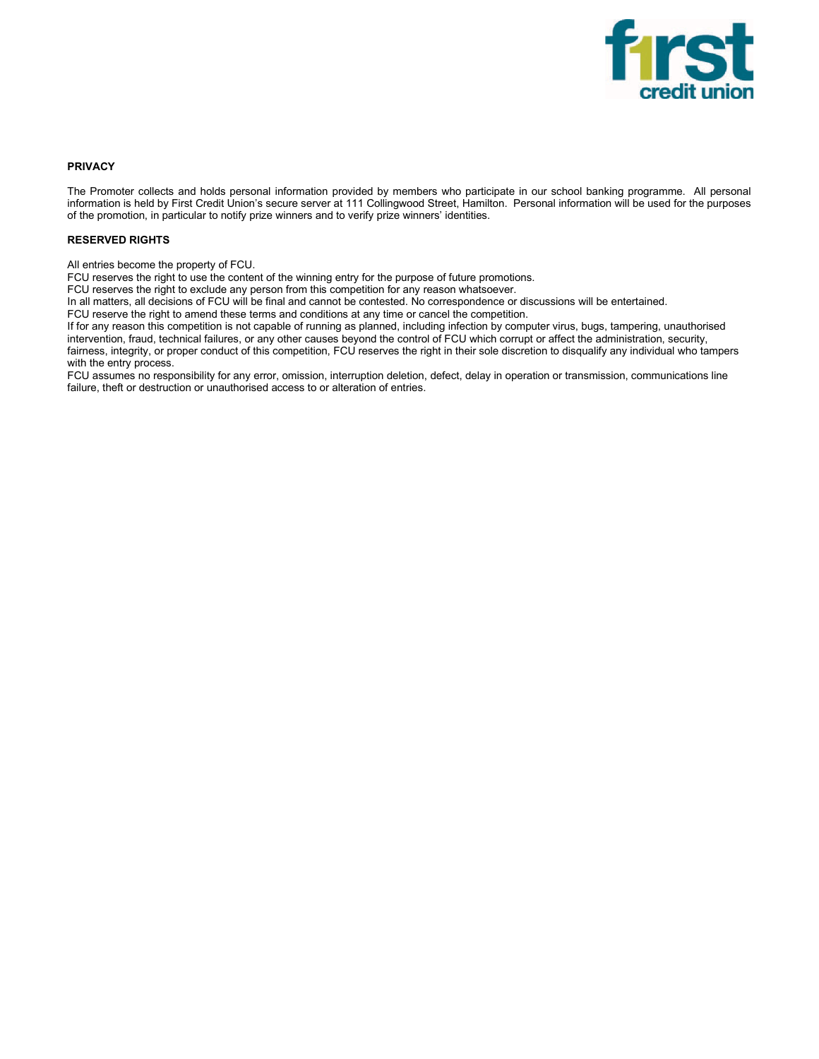**PRIVACY**

The Promoter collects and holds personal information provided by members who participate in our school banking programme. All personal information is held by First Credit Union's secure server at 111 Collingwood Street, Hamilton. Personal information will be used for the purposes of the promotion, in particular to notify prize winners and to verify prize winners' identities.

**RESERVED RIGHTS**

All entries become the property of FCU.
FCU reserves the right to use the content of the winning entry for the purpose of future promotions.
FCU reserves the right to exclude any person from this competition for any reason whatsoever.
In all matters, all decisions of FCU will be final and cannot be contested. No correspondence or discussions will be entertained.
FCU reserve the right to amend these terms and conditions at any time or cancel the competition.
If for any reason this competition is not capable of running as planned, including infection by computer virus, bugs, tampering, unauthorised intervention, fraud, technical failures, or any other causes beyond the control of FCU which corrupt or affect the administration, security, fairness, integrity, or proper conduct of this competition, FCU reserves the right in their sole discretion to disqualify any individual who tampers with the entry process.
FCU assumes no responsibility for any error, omission, interruption deletion, defect, delay in operation or transmission, communications line failure, theft or destruction or unauthorised access to or alteration of entries.